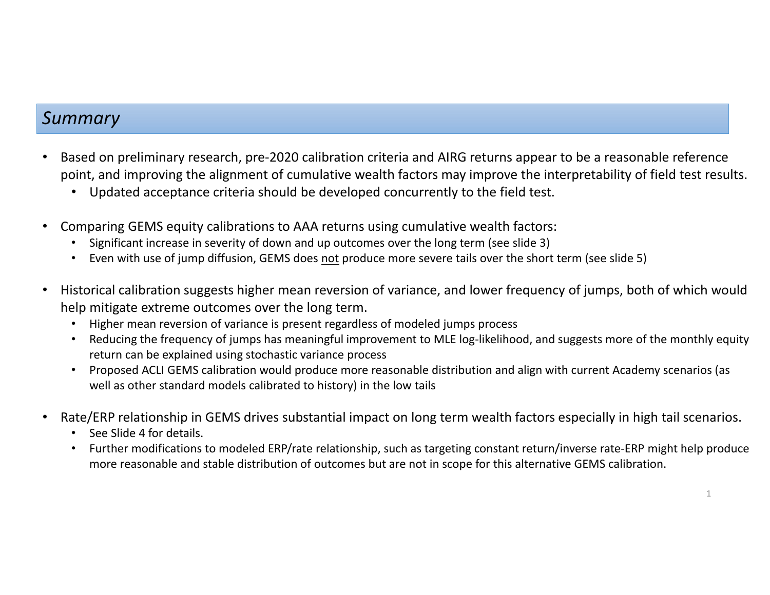## *Summary*

- Based on preliminary research, pre-2020 calibration criteria and AIRG returns appear to be a reasonable reference point, and improving the alignment of cumulative wealth factors may improve the interpretability of field test results.
  - Updated acceptance criteria should be developed concurrently to the field test.

- Comparing GEMS equity calibrations to AAA returns using cumulative wealth factors:
  - Significant increase in severity of down and up outcomes over the long term (see slide 3)
  - Even with use of jump diffusion, GEMS does <u>not</u> produce more severe tails over the short term (see slide 5)

- Historical calibration suggests higher mean reversion of variance, and lower frequency of jumps, both of which would help mitigate extreme outcomes over the long term.
  - Higher mean reversion of variance is present regardless of modeled jumps process
  - Reducing the frequency of jumps has meaningful improvement to MLE log-likelihood, and suggests more of the monthly equity return can be explained using stochastic variance process
  - Proposed ACLI GEMS calibration would produce more reasonable distribution and align with current Academy scenarios (as well as other standard models calibrated to history) in the low tails

- Rate/ERP relationship in GEMS drives substantial impact on long term wealth factors especially in high tail scenarios.
  - See Slide 4 for details.
  - Further modifications to modeled ERP/rate relationship, such as targeting constant return/inverse rate-ERP might help produce more reasonable and stable distribution of outcomes but are not in scope for this alternative GEMS calibration.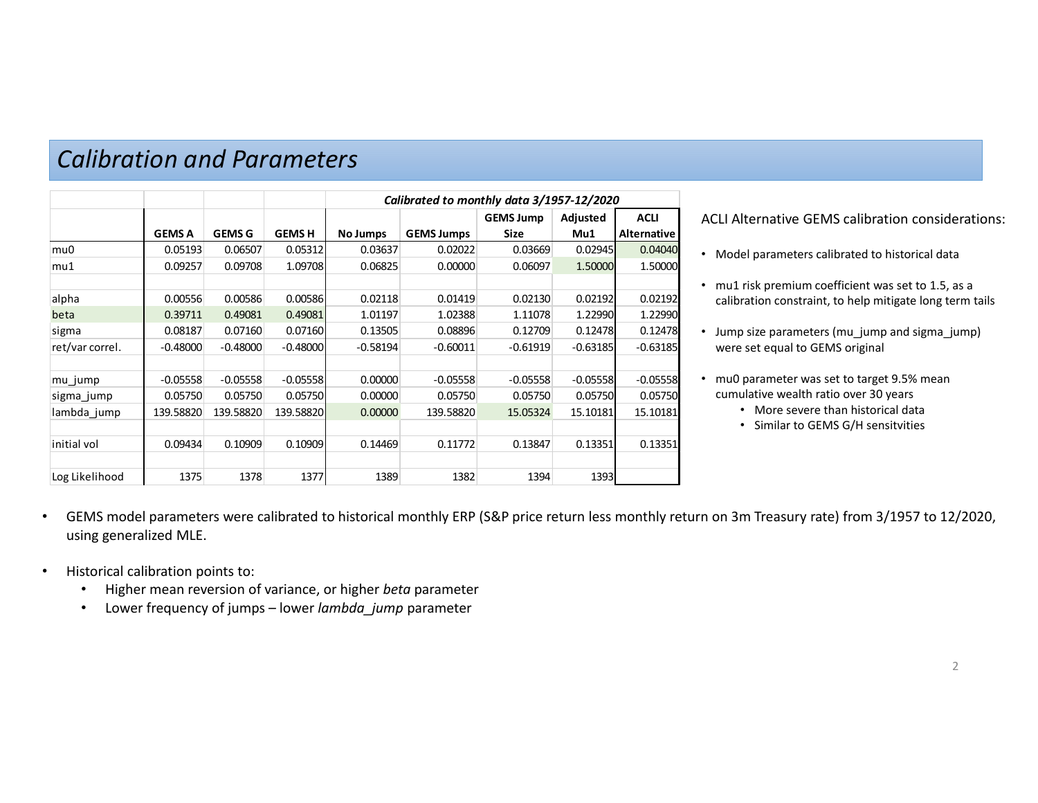## *Calibration and Parameters*

| | GEMS A | GEMS G | GEMS H | No Jumps | GEMS Jumps | GEMS Jump Size | Adjusted Mu1 | ACLI Alternative |
|---|---|---|---|---|---|---|---|---|
| | | | | ***Calibrated to monthly data 3/1957-12/2020*** | | | | |
| mu0 | 0.05193 | 0.06507 | 0.05312 | 0.03637 | 0.02022 | 0.03669 | 0.02945 | 0.04040 |
| mu1 | 0.09257 | 0.09708 | 1.09708 | 0.06825 | 0.00000 | 0.06097 | 1.50000 | 1.50000 |
| | | | | | | | | |
| alpha | 0.00556 | 0.00586 | 0.00586 | 0.02118 | 0.01419 | 0.02130 | 0.02192 | 0.02192 |
| beta | 0.39711 | 0.49081 | 0.49081 | 1.01197 | 1.02388 | 1.11078 | 1.22990 | 1.22990 |
| sigma | 0.08187 | 0.07160 | 0.07160 | 0.13505 | 0.08896 | 0.12709 | 0.12478 | 0.12478 |
| ret/var correl. | -0.48000 | -0.48000 | -0.48000 | -0.58194 | -0.60011 | -0.61919 | -0.63185 | -0.63185 |
| | | | | | | | | |
| mu_jump | -0.05558 | -0.05558 | -0.05558 | 0.00000 | -0.05558 | -0.05558 | -0.05558 | -0.05558 |
| sigma_jump | 0.05750 | 0.05750 | 0.05750 | 0.00000 | 0.05750 | 0.05750 | 0.05750 | 0.05750 |
| lambda_jump | 139.58820 | 139.58820 | 139.58820 | 0.00000 | 139.58820 | 15.05324 | 15.10181 | 15.10181 |
| | | | | | | | | |
| initial vol | 0.09434 | 0.10909 | 0.10909 | 0.14469 | 0.11772 | 0.13847 | 0.13351 | 0.13351 |
| | | | | | | | | |
| Log Likelihood | 1375 | 1378 | 1377 | 1389 | 1382 | 1394 | 1393 | |

ACLI Alternative GEMS calibration considerations:

- Model parameters calibrated to historical data
- mu1 risk premium coefficient was set to 1.5, as a calibration constraint, to help mitigate long term tails
- Jump size parameters (mu_jump and sigma_jump) were set equal to GEMS original
- mu0 parameter was set to target 9.5% mean cumulative wealth ratio over 30 years
  - More severe than historical data
  - Similar to GEMS G/H sensitvities

- GEMS model parameters were calibrated to historical monthly ERP (S&P price return less monthly return on 3m Treasury rate) from 3/1957 to 12/2020, using generalized MLE.
- Historical calibration points to:
  - Higher mean reversion of variance, or higher *beta* parameter
  - Lower frequency of jumps – lower *lambda_jump* parameter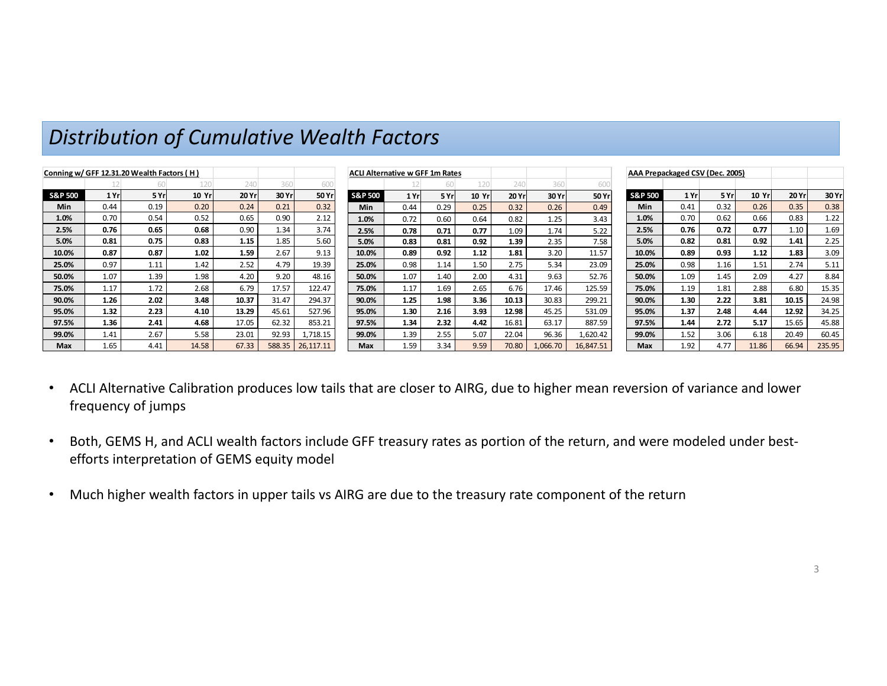## *Distribution of Cumulative Wealth Factors*

**Conning w/ GFF 12.31.20 Wealth Factors ( H )**

| | 12 | 60 | 120 | 240 | 360 | 600 |
|---|---|---|---|---|---|---|
| **S&P 500** | **1 Yr** | **5 Yr** | **10 Yr** | **20 Yr** | **30 Yr** | **50 Yr** |
| **Min** | 0.44 | 0.19 | 0.20 | 0.24 | 0.21 | 0.32 |
| **1.0%** | 0.70 | 0.54 | 0.52 | 0.65 | 0.90 | 2.12 |
| **2.5%** | **0.76** | **0.65** | **0.68** | 0.90 | 1.34 | 3.74 |
| **5.0%** | **0.81** | **0.75** | **0.83** | **1.15** | 1.85 | 5.60 |
| **10.0%** | **0.87** | **0.87** | **1.02** | **1.59** | 2.67 | 9.13 |
| **25.0%** | 0.97 | 1.11 | 1.42 | 2.52 | 4.79 | 19.39 |
| **50.0%** | 1.07 | 1.39 | 1.98 | 4.20 | 9.20 | 48.16 |
| **75.0%** | 1.17 | 1.72 | 2.68 | 6.79 | 17.57 | 122.47 |
| **90.0%** | **1.26** | **2.02** | **3.48** | **10.37** | 31.47 | 294.37 |
| **95.0%** | **1.32** | **2.23** | **4.10** | **13.29** | 45.61 | 527.96 |
| **97.5%** | **1.36** | **2.41** | **4.68** | 17.05 | 62.32 | 853.21 |
| **99.0%** | 1.41 | 2.67 | 5.58 | 23.01 | 92.93 | 1,718.15 |
| **Max** | 1.65 | 4.41 | 14.58 | 67.33 | 588.35 | 26,117.11 |

**ACLI Alternative w GFF 1m Rates**

| | 12 | 60 | 120 | 240 | 360 | 600 |
|---|---|---|---|---|---|---|
| **S&P 500** | **1 Yr** | **5 Yr** | **10 Yr** | **20 Yr** | **30 Yr** | **50 Yr** |
| **Min** | 0.44 | 0.29 | 0.25 | 0.32 | 0.26 | 0.49 |
| **1.0%** | 0.72 | 0.60 | 0.64 | 0.82 | 1.25 | 3.43 |
| **2.5%** | **0.78** | **0.71** | **0.77** | 1.09 | 1.74 | 5.22 |
| **5.0%** | **0.83** | **0.81** | **0.92** | **1.39** | 2.35 | 7.58 |
| **10.0%** | **0.89** | **0.92** | **1.12** | **1.81** | 3.20 | 11.57 |
| **25.0%** | 0.98 | 1.14 | 1.50 | 2.75 | 5.34 | 23.09 |
| **50.0%** | 1.07 | 1.40 | 2.00 | 4.31 | 9.63 | 52.76 |
| **75.0%** | 1.17 | 1.69 | 2.65 | 6.76 | 17.46 | 125.59 |
| **90.0%** | **1.25** | **1.98** | **3.36** | **10.13** | 30.83 | 299.21 |
| **95.0%** | **1.30** | **2.16** | **3.93** | **12.98** | 45.25 | 531.09 |
| **97.5%** | **1.34** | **2.32** | **4.42** | 16.81 | 63.17 | 887.59 |
| **99.0%** | 1.39 | 2.55 | 5.07 | 22.04 | 96.36 | 1,620.42 |
| **Max** | 1.59 | 3.34 | 9.59 | 70.80 | 1,066.70 | 16,847.51 |

**AAA Prepackaged CSV (Dec. 2005)**

| **S&P 500** | **1 Yr** | **5 Yr** | **10 Yr** | **20 Yr** | **30 Yr** |
|---|---|---|---|---|---|
| **Min** | 0.41 | 0.32 | 0.26 | 0.35 | 0.38 |
| **1.0%** | 0.70 | 0.62 | 0.66 | 0.83 | 1.22 |
| **2.5%** | **0.76** | **0.72** | **0.77** | 1.10 | 1.69 |
| **5.0%** | **0.82** | **0.81** | **0.92** | **1.41** | 2.25 |
| **10.0%** | **0.89** | **0.93** | **1.12** | **1.83** | 3.09 |
| **25.0%** | 0.98 | 1.16 | 1.51 | 2.74 | 5.11 |
| **50.0%** | 1.09 | 1.45 | 2.09 | 4.27 | 8.84 |
| **75.0%** | 1.19 | 1.81 | 2.88 | 6.80 | 15.35 |
| **90.0%** | **1.30** | **2.22** | **3.81** | **10.15** | 24.98 |
| **95.0%** | **1.37** | **2.48** | **4.44** | **12.92** | 34.25 |
| **97.5%** | **1.44** | **2.72** | **5.17** | 15.65 | 45.88 |
| **99.0%** | 1.52 | 3.06 | 6.18 | 20.49 | 60.45 |
| **Max** | 1.92 | 4.77 | 11.86 | 66.94 | 235.95 |

- ACLI Alternative Calibration produces low tails that are closer to AIRG, due to higher mean reversion of variance and lower frequency of jumps
- Both, GEMS H, and ACLI wealth factors include GFF treasury rates as portion of the return, and were modeled under best-efforts interpretation of GEMS equity model
- Much higher wealth factors in upper tails vs AIRG are due to the treasury rate component of the return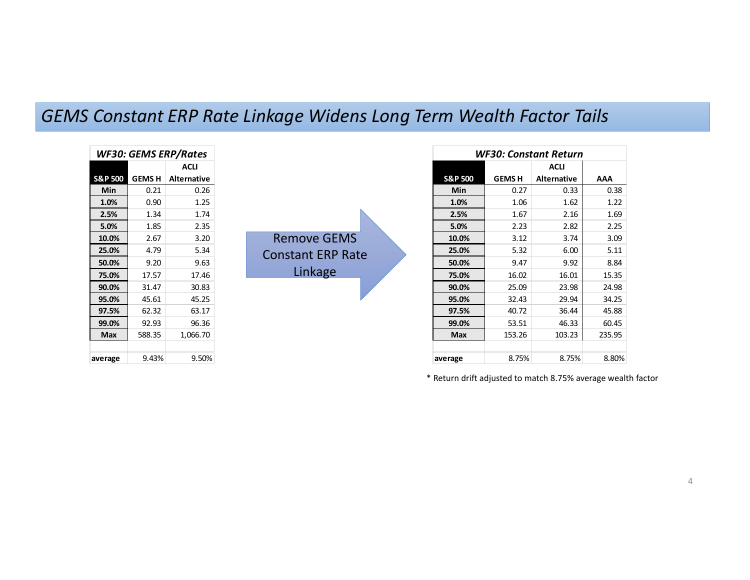# GEMS Constant ERP Rate Linkage Widens Long Term Wealth Factor Tails

| *WF30: GEMS ERP/Rates* | | |
|---|---|---|
| **S&P 500** | **GEMS H** | **ACLI Alternative** |
| **Min** | 0.21 | 0.26 |
| **1.0%** | 0.90 | 1.25 |
| **2.5%** | 1.34 | 1.74 |
| **5.0%** | 1.85 | 2.35 |
| **10.0%** | 2.67 | 3.20 |
| **25.0%** | 4.79 | 5.34 |
| **50.0%** | 9.20 | 9.63 |
| **75.0%** | 17.57 | 17.46 |
| **90.0%** | 31.47 | 30.83 |
| **95.0%** | 45.61 | 45.25 |
| **97.5%** | 62.32 | 63.17 |
| **99.0%** | 92.93 | 96.36 |
| **Max** | 588.35 | 1,066.70 |
| | | |
| average | 9.43% | 9.50% |

Remove GEMS Constant ERP Rate Linkage

| *WF30: Constant Return* | | | |
|---|---|---|---|
| **S&P 500** | **GEMS H** | **ACLI Alternative** | **AAA** |
| **Min** | 0.27 | 0.33 | 0.38 |
| **1.0%** | 1.06 | 1.62 | 1.22 |
| **2.5%** | 1.67 | 2.16 | 1.69 |
| **5.0%** | 2.23 | 2.82 | 2.25 |
| **10.0%** | 3.12 | 3.74 | 3.09 |
| **25.0%** | 5.32 | 6.00 | 5.11 |
| **50.0%** | 9.47 | 9.92 | 8.84 |
| **75.0%** | 16.02 | 16.01 | 15.35 |
| **90.0%** | 25.09 | 23.98 | 24.98 |
| **95.0%** | 32.43 | 29.94 | 34.25 |
| **97.5%** | 40.72 | 36.44 | 45.88 |
| **99.0%** | 53.51 | 46.33 | 60.45 |
| **Max** | 153.26 | 103.23 | 235.95 |
| | | | |
| average | 8.75% | 8.75% | 8.80% |

* Return drift adjusted to match 8.75% average wealth factor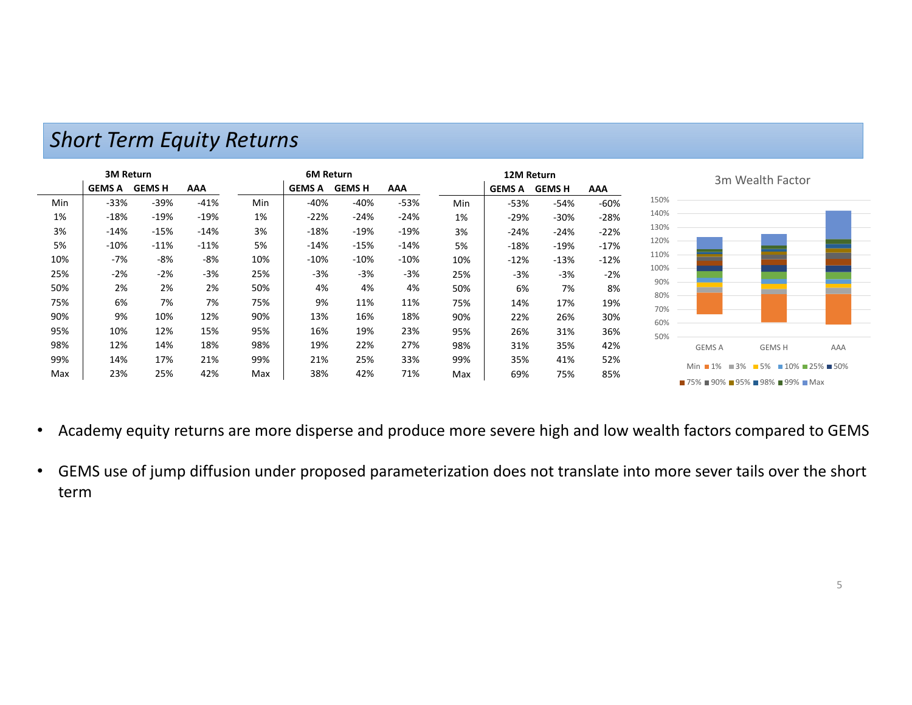## *Short Term Equity Returns*

| 3M Return | | | |
|---|---|---|---|
| | GEMS A | GEMS H | AAA |
| Min | -33% | -39% | -41% |
| 1% | -18% | -19% | -19% |
| 3% | -14% | -15% | -14% |
| 5% | -10% | -11% | -11% |
| 10% | -7% | -8% | -8% |
| 25% | -2% | -2% | -3% |
| 50% | 2% | 2% | 2% |
| 75% | 6% | 7% | 7% |
| 90% | 9% | 10% | 12% |
| 95% | 10% | 12% | 15% |
| 98% | 12% | 14% | 18% |
| 99% | 14% | 17% | 21% |
| Max | 23% | 25% | 42% |

| 6M Return | | | |
|---|---|---|---|
| | GEMS A | GEMS H | AAA |
| Min | -40% | -40% | -53% |
| 1% | -22% | -24% | -24% |
| 3% | -18% | -19% | -19% |
| 5% | -14% | -15% | -14% |
| 10% | -10% | -10% | -10% |
| 25% | -3% | -3% | -3% |
| 50% | 4% | 4% | 4% |
| 75% | 9% | 11% | 11% |
| 90% | 13% | 16% | 18% |
| 95% | 16% | 19% | 23% |
| 98% | 19% | 22% | 27% |
| 99% | 21% | 25% | 33% |
| Max | 38% | 42% | 71% |

| 12M Return | | | |
|---|---|---|---|
| | GEMS A | GEMS H | AAA |
| Min | -53% | -54% | -60% |
| 1% | -29% | -30% | -28% |
| 3% | -24% | -24% | -22% |
| 5% | -18% | -19% | -17% |
| 10% | -12% | -13% | -12% |
| 25% | -3% | -3% | -2% |
| 50% | 6% | 7% | 8% |
| 75% | 14% | 17% | 19% |
| 90% | 22% | 26% | 30% |
| 95% | 26% | 31% | 36% |
| 98% | 31% | 35% | 42% |
| 99% | 35% | 41% | 52% |
| Max | 69% | 75% | 85% |

3m Wealth Factor

150%
140%
130%
120%
110%
100%
90%
80%
70%
60%
50%

GEMS A
GEMS H
AAA

Min 1% 3% 5% 10% 25% 50%
75% 90% 95% 98% 99% Max

- Academy equity returns are more disperse and produce more severe high and low wealth factors compared to GEMS
- GEMS use of jump diffusion under proposed parameterization does not translate into more sever tails over the short term